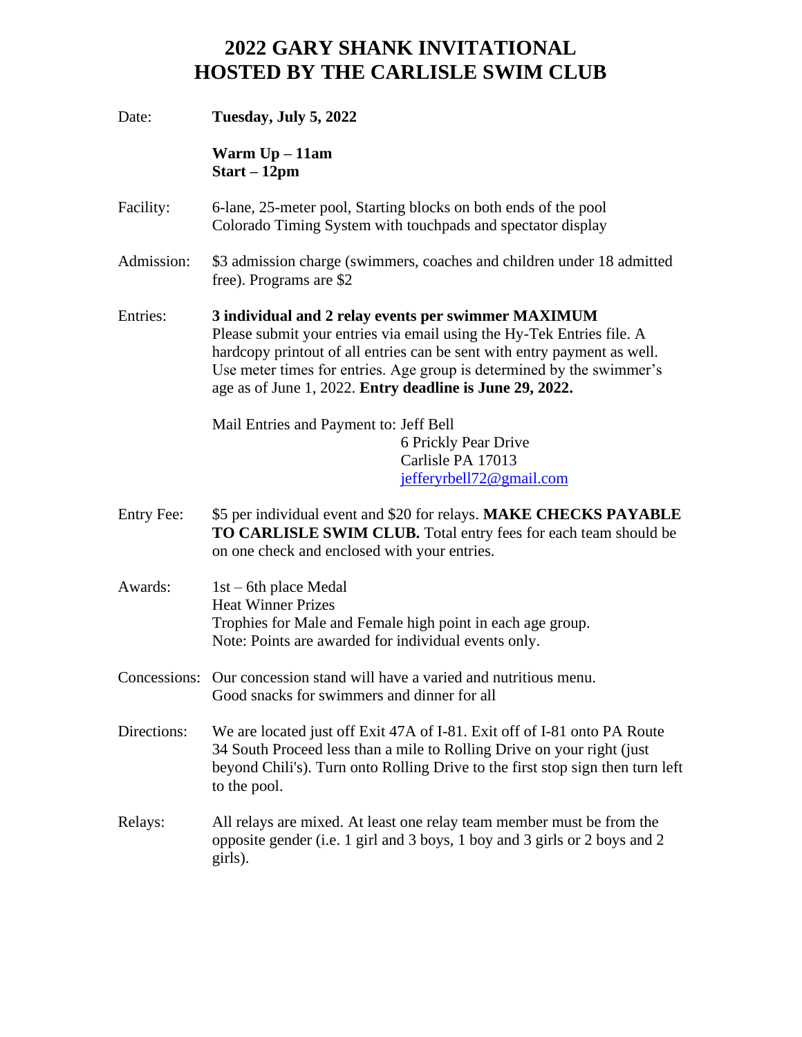# 2022 GARY SHANK INVITATIONAL
# HOSTED BY THE CARLISLE SWIM CLUB

**Date:** **Tuesday, July 5, 2022**

**Warm Up – 11am**
**Start – 12pm**

**Facility:** 6-lane, 25-meter pool, Starting blocks on both ends of the pool
Colorado Timing System with touchpads and spectator display

**Admission:** $3 admission charge (swimmers, coaches and children under 18 admitted free). Programs are $2

**Entries:** **3 individual and 2 relay events per swimmer MAXIMUM**
Please submit your entries via email using the Hy-Tek Entries file. A hardcopy printout of all entries can be sent with entry payment as well. Use meter times for entries. Age group is determined by the swimmer's age as of June 1, 2022. **Entry deadline is June 29, 2022.**

Mail Entries and Payment to: Jeff Bell
6 Prickly Pear Drive
Carlisle PA 17013
jefferyrbell72@gmail.com

**Entry Fee:** $5 per individual event and $20 for relays. **MAKE CHECKS PAYABLE TO CARLISLE SWIM CLUB.** Total entry fees for each team should be on one check and enclosed with your entries.

**Awards:** 1st – 6th place Medal
Heat Winner Prizes
Trophies for Male and Female high point in each age group.
Note: Points are awarded for individual events only.

**Concessions:** Our concession stand will have a varied and nutritious menu.
Good snacks for swimmers and dinner for all

**Directions:** We are located just off Exit 47A of I-81. Exit off of I-81 onto PA Route 34 South Proceed less than a mile to Rolling Drive on your right (just beyond Chili's). Turn onto Rolling Drive to the first stop sign then turn left to the pool.

**Relays:** All relays are mixed. At least one relay team member must be from the opposite gender (i.e. 1 girl and 3 boys, 1 boy and 3 girls or 2 boys and 2 girls).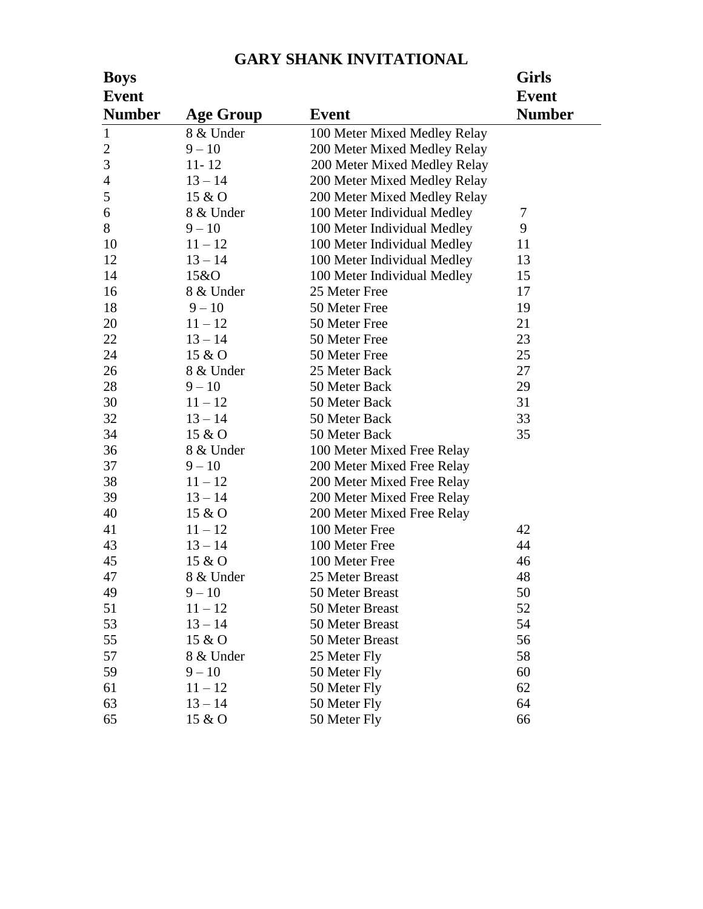# GARY SHANK INVITATIONAL

| Boys Event Number | Age Group | Event | Girls Event Number |
|---|---|---|---|
| 1 | 8 & Under | 100 Meter Mixed Medley Relay | |
| 2 | 9 – 10 | 200 Meter Mixed Medley Relay | |
| 3 | 11- 12 | 200 Meter Mixed Medley Relay | |
| 4 | 13 – 14 | 200 Meter Mixed Medley Relay | |
| 5 | 15 & O | 200 Meter Mixed Medley Relay | |
| 6 | 8 & Under | 100 Meter Individual Medley | 7 |
| 8 | 9 – 10 | 100 Meter Individual Medley | 9 |
| 10 | 11 – 12 | 100 Meter Individual Medley | 11 |
| 12 | 13 – 14 | 100 Meter Individual Medley | 13 |
| 14 | 15&O | 100 Meter Individual Medley | 15 |
| 16 | 8 & Under | 25 Meter Free | 17 |
| 18 | 9 – 10 | 50 Meter Free | 19 |
| 20 | 11 – 12 | 50 Meter Free | 21 |
| 22 | 13 – 14 | 50 Meter Free | 23 |
| 24 | 15 & O | 50 Meter Free | 25 |
| 26 | 8 & Under | 25 Meter Back | 27 |
| 28 | 9 – 10 | 50 Meter Back | 29 |
| 30 | 11 – 12 | 50 Meter Back | 31 |
| 32 | 13 – 14 | 50 Meter Back | 33 |
| 34 | 15 & O | 50 Meter Back | 35 |
| 36 | 8 & Under | 100 Meter Mixed Free Relay | |
| 37 | 9 – 10 | 200 Meter Mixed Free Relay | |
| 38 | 11 – 12 | 200 Meter Mixed Free Relay | |
| 39 | 13 – 14 | 200 Meter Mixed Free Relay | |
| 40 | 15 & O | 200 Meter Mixed Free Relay | |
| 41 | 11 – 12 | 100 Meter Free | 42 |
| 43 | 13 – 14 | 100 Meter Free | 44 |
| 45 | 15 & O | 100 Meter Free | 46 |
| 47 | 8 & Under | 25 Meter Breast | 48 |
| 49 | 9 – 10 | 50 Meter Breast | 50 |
| 51 | 11 – 12 | 50 Meter Breast | 52 |
| 53 | 13 – 14 | 50 Meter Breast | 54 |
| 55 | 15 & O | 50 Meter Breast | 56 |
| 57 | 8 & Under | 25 Meter Fly | 58 |
| 59 | 9 – 10 | 50 Meter Fly | 60 |
| 61 | 11 – 12 | 50 Meter Fly | 62 |
| 63 | 13 – 14 | 50 Meter Fly | 64 |
| 65 | 15 & O | 50 Meter Fly | 66 |